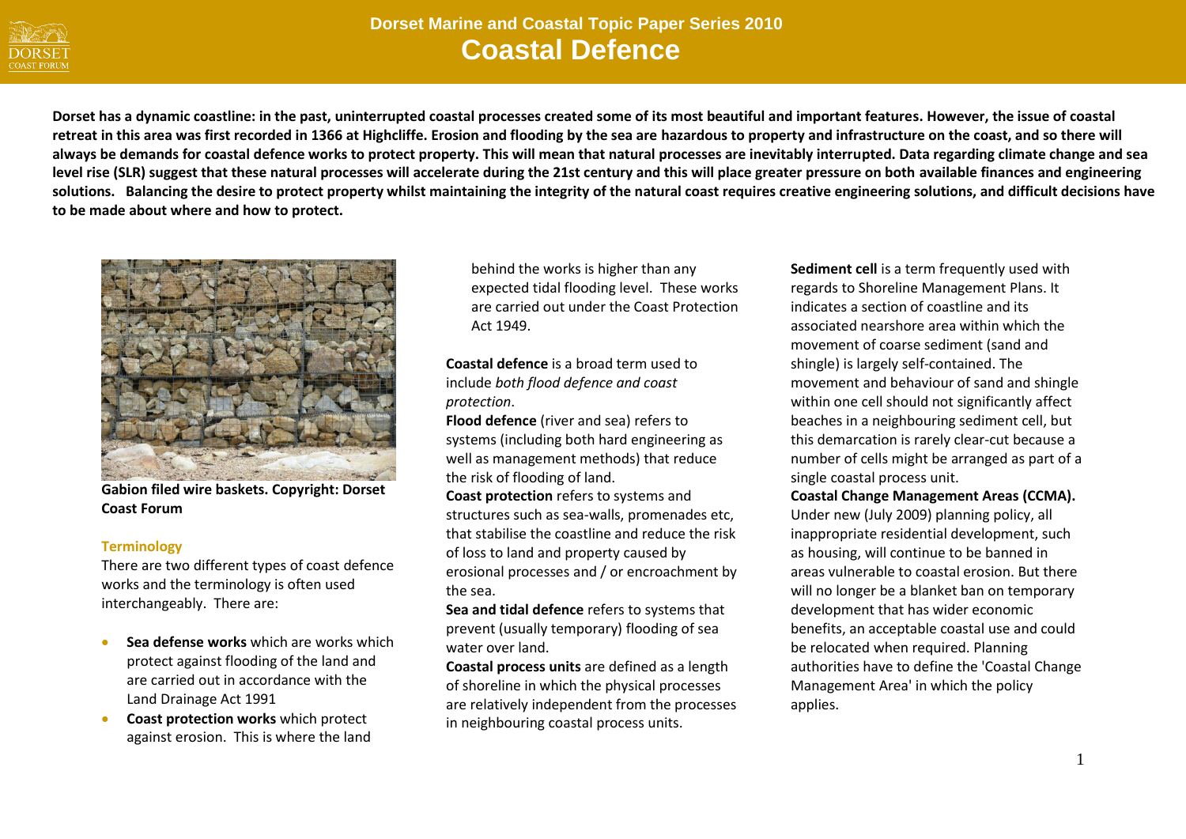# Dorset Marine and Coastal Topic Paper Series 2010

# Coastal Defence

**Dorset has a dynamic coastline: in the past, uninterrupted coastal processes created some of its most beautiful and important features. However, the issue of coastal retreat in this area was first recorded in 1366 at Highcliffe. Erosion and flooding by the sea are hazardous to property and infrastructure on the coast, and so there will always be demands for coastal defence works to protect property. This will mean that natural processes are inevitably interrupted. Data regarding climate change and sea level rise (SLR) suggest that these natural processes will accelerate during the 21st century and this will place greater pressure on both available finances and engineering solutions. Balancing the desire to protect property whilst maintaining the integrity of the natural coast requires creative engineering solutions, and difficult decisions have to be made about where and how to protect.**

**Gabion filed wire baskets. Copyright: Dorset Coast Forum**

## Terminology

There are two different types of coast defence works and the terminology is often used interchangeably. There are:

- **Sea defense works** which are works which protect against flooding of the land and are carried out in accordance with the Land Drainage Act 1991
- **Coast protection works** which protect against erosion. This is where the land behind the works is higher than any expected tidal flooding level. These works are carried out under the Coast Protection Act 1949.

**Coastal defence** is a broad term used to include *both flood defence and coast protection*.

**Flood defence** (river and sea) refers to systems (including both hard engineering as well as management methods) that reduce the risk of flooding of land.

**Coast protection** refers to systems and structures such as sea-walls, promenades etc, that stabilise the coastline and reduce the risk of loss to land and property caused by erosional processes and / or encroachment by the sea.

**Sea and tidal defence** refers to systems that prevent (usually temporary) flooding of sea water over land.

**Coastal process units** are defined as a length of shoreline in which the physical processes are relatively independent from the processes in neighbouring coastal process units.

**Sediment cell** is a term frequently used with regards to Shoreline Management Plans. It indicates a section of coastline and its associated nearshore area within which the movement of coarse sediment (sand and shingle) is largely self-contained. The movement and behaviour of sand and shingle within one cell should not significantly affect beaches in a neighbouring sediment cell, but this demarcation is rarely clear-cut because a number of cells might be arranged as part of a single coastal process unit.

**Coastal Change Management Areas (CCMA).** Under new (July 2009) planning policy, all inappropriate residential development, such as housing, will continue to be banned in areas vulnerable to coastal erosion. But there will no longer be a blanket ban on temporary development that has wider economic benefits, an acceptable coastal use and could be relocated when required. Planning authorities have to define the 'Coastal Change Management Area' in which the policy applies.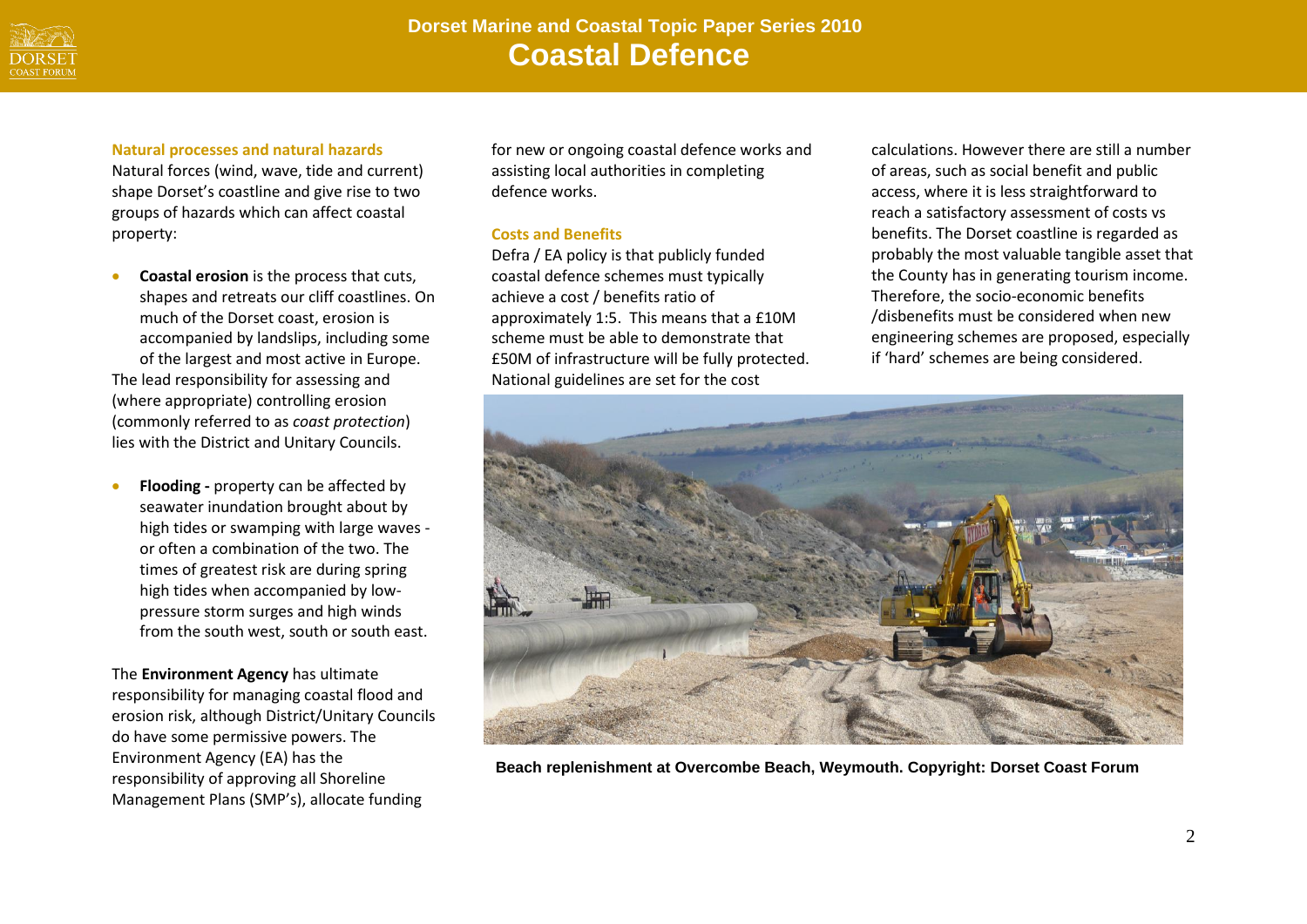### Natural processes and natural hazards

Natural forces (wind, wave, tide and current) shape Dorset's coastline and give rise to two groups of hazards which can affect coastal property:

- **Coastal erosion** is the process that cuts, shapes and retreats our cliff coastlines. On much of the Dorset coast, erosion is accompanied by landslips, including some of the largest and most active in Europe.

The lead responsibility for assessing and (where appropriate) controlling erosion (commonly referred to as *coast protection*) lies with the District and Unitary Councils.

- **Flooding -** property can be affected by seawater inundation brought about by high tides or swamping with large waves - or often a combination of the two. The times of greatest risk are during spring high tides when accompanied by low-pressure storm surges and high winds from the south west, south or south east.

The **Environment Agency** has ultimate responsibility for managing coastal flood and erosion risk, although District/Unitary Councils do have some permissive powers. The Environment Agency (EA) has the responsibility of approving all Shoreline Management Plans (SMP's), allocate funding for new or ongoing coastal defence works and assisting local authorities in completing defence works.

### Costs and Benefits

Defra / EA policy is that publicly funded coastal defence schemes must typically achieve a cost / benefits ratio of approximately 1:5. This means that a £10M scheme must be able to demonstrate that £50M of infrastructure will be fully protected. National guidelines are set for the cost calculations. However there are still a number of areas, such as social benefit and public access, where it is less straightforward to reach a satisfactory assessment of costs vs benefits. The Dorset coastline is regarded as probably the most valuable tangible asset that the County has in generating tourism income. Therefore, the socio-economic benefits /disbenefits must be considered when new engineering schemes are proposed, especially if 'hard' schemes are being considered.

**Beach replenishment at Overcombe Beach, Weymouth. Copyright: Dorset Coast Forum**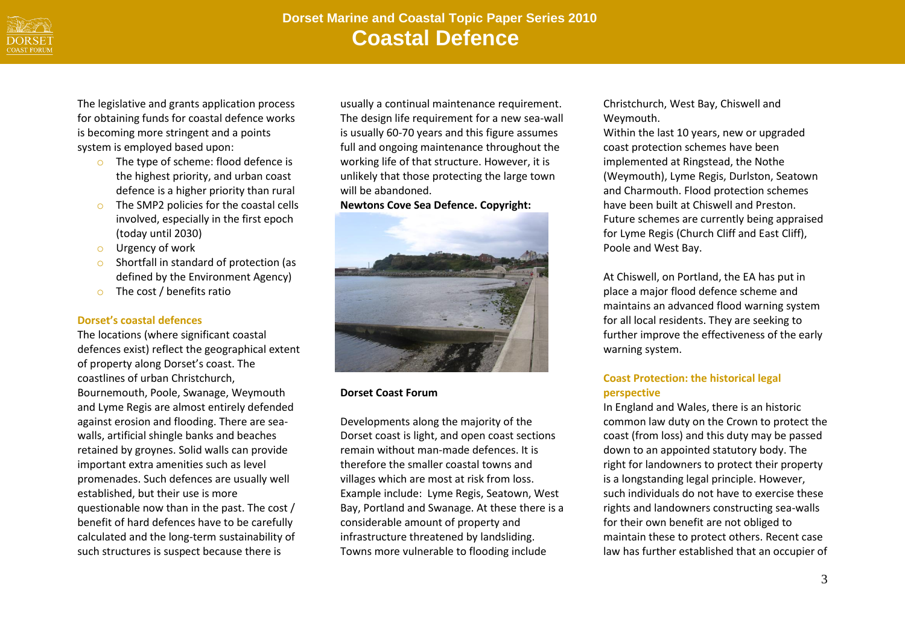The legislative and grants application process for obtaining funds for coastal defence works is becoming more stringent and a points system is employed based upon:

- The type of scheme: flood defence is the highest priority, and urban coast defence is a higher priority than rural
- The SMP2 policies for the coastal cells involved, especially in the first epoch (today until 2030)
- Urgency of work
- Shortfall in standard of protection (as defined by the Environment Agency)
- The cost / benefits ratio

## Dorset's coastal defences

The locations (where significant coastal defences exist) reflect the geographical extent of property along Dorset's coast. The coastlines of urban Christchurch, Bournemouth, Poole, Swanage, Weymouth and Lyme Regis are almost entirely defended against erosion and flooding. There are sea-walls, artificial shingle banks and beaches retained by groynes. Solid walls can provide important extra amenities such as level promenades. Such defences are usually well established, but their use is more questionable now than in the past. The cost / benefit of hard defences have to be carefully calculated and the long-term sustainability of such structures is suspect because there is usually a continual maintenance requirement. The design life requirement for a new sea-wall is usually 60-70 years and this figure assumes full and ongoing maintenance throughout the working life of that structure. However, it is unlikely that those protecting the large town will be abandoned.

**Newtons Cove Sea Defence. Copyright:**

**Dorset Coast Forum**

Developments along the majority of the Dorset coast is light, and open coast sections remain without man-made defences. It is therefore the smaller coastal towns and villages which are most at risk from loss. Example include: Lyme Regis, Seatown, West Bay, Portland and Swanage. At these there is a considerable amount of property and infrastructure threatened by landsliding. Towns more vulnerable to flooding include Christchurch, West Bay, Chiswell and Weymouth.

Within the last 10 years, new or upgraded coast protection schemes have been implemented at Ringstead, the Nothe (Weymouth), Lyme Regis, Durlston, Seatown and Charmouth. Flood protection schemes have been built at Chiswell and Preston. Future schemes are currently being appraised for Lyme Regis (Church Cliff and East Cliff), Poole and West Bay.

At Chiswell, on Portland, the EA has put in place a major flood defence scheme and maintains an advanced flood warning system for all local residents. They are seeking to further improve the effectiveness of the early warning system.

## Coast Protection: the historical legal perspective

In England and Wales, there is an historic common law duty on the Crown to protect the coast (from loss) and this duty may be passed down to an appointed statutory body. The right for landowners to protect their property is a longstanding legal principle. However, such individuals do not have to exercise these rights and landowners constructing sea-walls for their own benefit are not obliged to maintain these to protect others. Recent case law has further established that an occupier of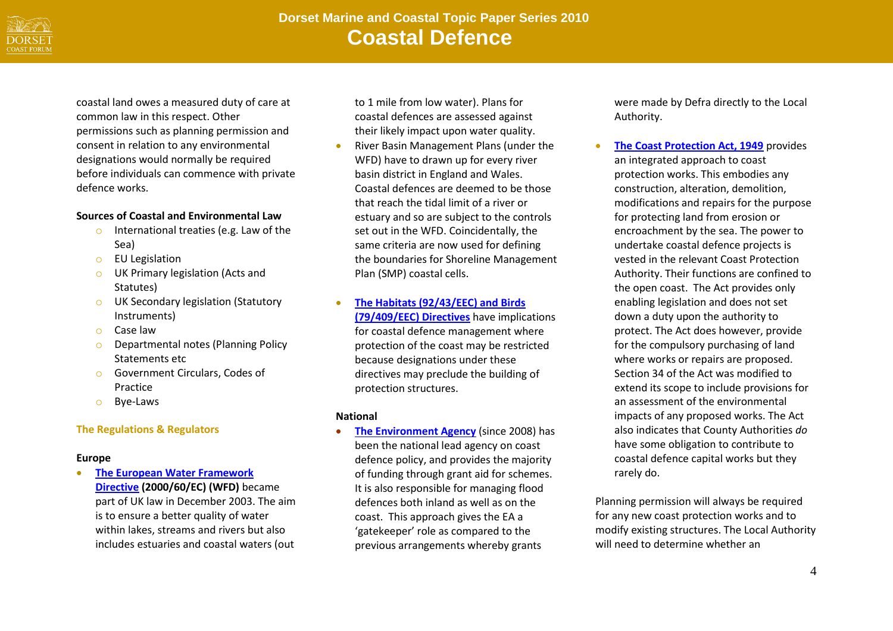coastal land owes a measured duty of care at common law in this respect. Other permissions such as planning permission and consent in relation to any environmental designations would normally be required before individuals can commence with private defence works.

**Sources of Coastal and Environmental Law**

- International treaties (e.g. Law of the Sea)
- EU Legislation
- UK Primary legislation (Acts and Statutes)
- UK Secondary legislation (Statutory Instruments)
- Case law
- Departmental notes (Planning Policy Statements etc
- Government Circulars, Codes of Practice
- Bye-Laws

## The Regulations & Regulators

**Europe**

- **The European Water Framework Directive (2000/60/EC) (WFD)** became part of UK law in December 2003. The aim is to ensure a better quality of water within lakes, streams and rivers but also includes estuaries and coastal waters (out to 1 mile from low water). Plans for coastal defences are assessed against their likely impact upon water quality.
- River Basin Management Plans (under the WFD) have to drawn up for every river basin district in England and Wales. Coastal defences are deemed to be those that reach the tidal limit of a river or estuary and so are subject to the controls set out in the WFD. Coincidentally, the same criteria are now used for defining the boundaries for Shoreline Management Plan (SMP) coastal cells.
- **The Habitats (92/43/EEC) and Birds (79/409/EEC) Directives** have implications for coastal defence management where protection of the coast may be restricted because designations under these directives may preclude the building of protection structures.

**National**

- **The Environment Agency** (since 2008) has been the national lead agency on coast defence policy, and provides the majority of funding through grant aid for schemes. It is also responsible for managing flood defences both inland as well as on the coast. This approach gives the EA a 'gatekeeper' role as compared to the previous arrangements whereby grants were made by Defra directly to the Local Authority.
- **The Coast Protection Act, 1949** provides an integrated approach to coast protection works. This embodies any construction, alteration, demolition, modifications and repairs for the purpose for protecting land from erosion or encroachment by the sea. The power to undertake coastal defence projects is vested in the relevant Coast Protection Authority. Their functions are confined to the open coast. The Act provides only enabling legislation and does not set down a duty upon the authority to protect. The Act does however, provide for the compulsory purchasing of land where works or repairs are proposed. Section 34 of the Act was modified to extend its scope to include provisions for an assessment of the environmental impacts of any proposed works. The Act also indicates that County Authorities *do* have some obligation to contribute to coastal defence capital works but they rarely do.

Planning permission will always be required for any new coast protection works and to modify existing structures. The Local Authority will need to determine whether an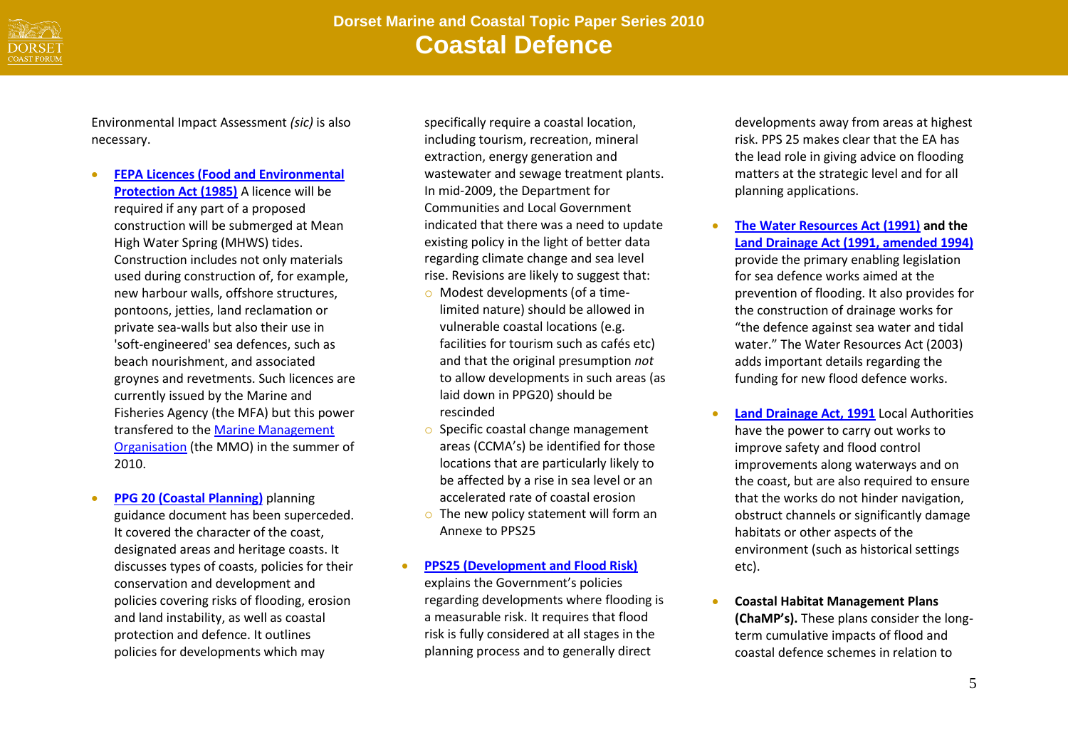Environmental Impact Assessment *(sic)* is also necessary.

- **FEPA Licences (Food and Environmental Protection Act (1985)** A licence will be required if any part of a proposed construction will be submerged at Mean High Water Spring (MHWS) tides. Construction includes not only materials used during construction of, for example, new harbour walls, offshore structures, pontoons, jetties, land reclamation or private sea-walls but also their use in 'soft-engineered' sea defences, such as beach nourishment, and associated groynes and revetments. Such licences are currently issued by the Marine and Fisheries Agency (the MFA) but this power transfered to the Marine Management Organisation (the MMO) in the summer of 2010.

- **PPG 20 (Coastal Planning)** planning guidance document has been superceded. It covered the character of the coast, designated areas and heritage coasts. It discusses types of coasts, policies for their conservation and development and policies covering risks of flooding, erosion and land instability, as well as coastal protection and defence. It outlines policies for developments which may specifically require a coastal location, including tourism, recreation, mineral extraction, energy generation and wastewater and sewage treatment plants. In mid-2009, the Department for Communities and Local Government indicated that there was a need to update existing policy in the light of better data regarding climate change and sea level rise. Revisions are likely to suggest that:
  - Modest developments (of a time-limited nature) should be allowed in vulnerable coastal locations (e.g. facilities for tourism such as cafés etc) and that the original presumption *not* to allow developments in such areas (as laid down in PPG20) should be rescinded
  - Specific coastal change management areas (CCMA's) be identified for those locations that are particularly likely to be affected by a rise in sea level or an accelerated rate of coastal erosion
  - The new policy statement will form an Annexe to PPS25

- **PPS25 (Development and Flood Risk)** explains the Government's policies regarding developments where flooding is a measurable risk. It requires that flood risk is fully considered at all stages in the planning process and to generally direct developments away from areas at highest risk. PPS 25 makes clear that the EA has the lead role in giving advice on flooding matters at the strategic level and for all planning applications.

- **The Water Resources Act (1991) and the Land Drainage Act (1991, amended 1994)** provide the primary enabling legislation for sea defence works aimed at the prevention of flooding. It also provides for the construction of drainage works for "the defence against sea water and tidal water." The Water Resources Act (2003) adds important details regarding the funding for new flood defence works.

- **Land Drainage Act, 1991** Local Authorities have the power to carry out works to improve safety and flood control improvements along waterways and on the coast, but are also required to ensure that the works do not hinder navigation, obstruct channels or significantly damage habitats or other aspects of the environment (such as historical settings etc).

- **Coastal Habitat Management Plans (ChaMP's).** These plans consider the long-term cumulative impacts of flood and coastal defence schemes in relation to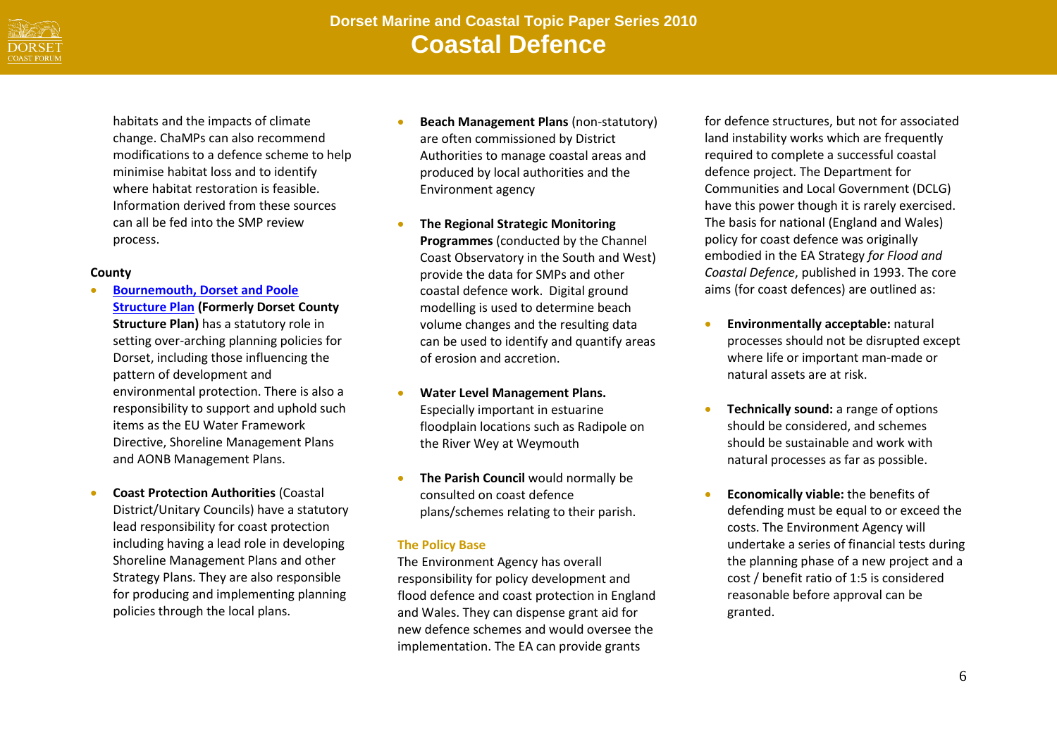habitats and the impacts of climate change. ChaMPs can also recommend modifications to a defence scheme to help minimise habitat loss and to identify where habitat restoration is feasible. Information derived from these sources can all be fed into the SMP review process.

**County**

- **Bournemouth, Dorset and Poole Structure Plan (Formerly Dorset County Structure Plan)** has a statutory role in setting over-arching planning policies for Dorset, including those influencing the pattern of development and environmental protection. There is also a responsibility to support and uphold such items as the EU Water Framework Directive, Shoreline Management Plans and AONB Management Plans.

- **Coast Protection Authorities** (Coastal District/Unitary Councils) have a statutory lead responsibility for coast protection including having a lead role in developing Shoreline Management Plans and other Strategy Plans. They are also responsible for producing and implementing planning policies through the local plans.

- **Beach Management Plans** (non-statutory) are often commissioned by District Authorities to manage coastal areas and produced by local authorities and the Environment agency

- **The Regional Strategic Monitoring Programmes** (conducted by the Channel Coast Observatory in the South and West) provide the data for SMPs and other coastal defence work. Digital ground modelling is used to determine beach volume changes and the resulting data can be used to identify and quantify areas of erosion and accretion.

- **Water Level Management Plans.** Especially important in estuarine floodplain locations such as Radipole on the River Wey at Weymouth

- **The Parish Council** would normally be consulted on coast defence plans/schemes relating to their parish.

### The Policy Base

The Environment Agency has overall responsibility for policy development and flood defence and coast protection in England and Wales. They can dispense grant aid for new defence schemes and would oversee the implementation. The EA can provide grants for defence structures, but not for associated land instability works which are frequently required to complete a successful coastal defence project. The Department for Communities and Local Government (DCLG) have this power though it is rarely exercised. The basis for national (England and Wales) policy for coast defence was originally embodied in the EA Strategy *for Flood and Coastal Defence*, published in 1993. The core aims (for coast defences) are outlined as:

- **Environmentally acceptable:** natural processes should not be disrupted except where life or important man-made or natural assets are at risk.

- **Technically sound:** a range of options should be considered, and schemes should be sustainable and work with natural processes as far as possible.

- **Economically viable:** the benefits of defending must be equal to or exceed the costs. The Environment Agency will undertake a series of financial tests during the planning phase of a new project and a cost / benefit ratio of 1:5 is considered reasonable before approval can be granted.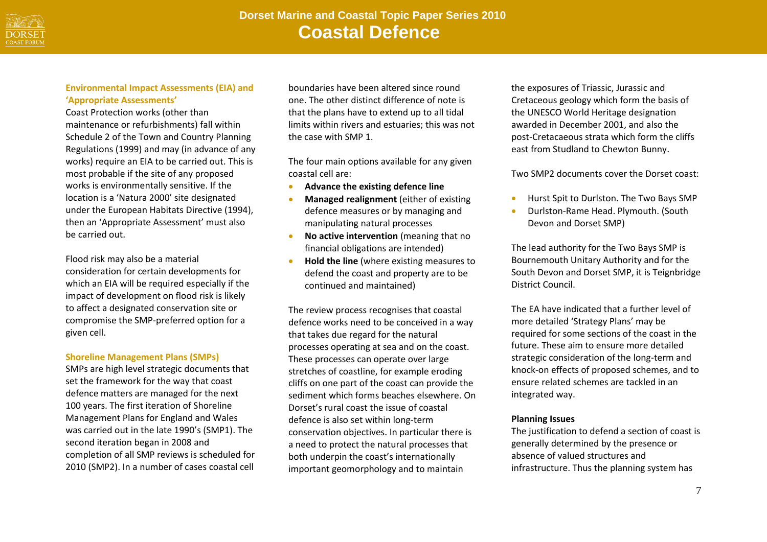#### Environmental Impact Assessments (EIA) and 'Appropriate Assessments'

Coast Protection works (other than maintenance or refurbishments) fall within Schedule 2 of the Town and Country Planning Regulations (1999) and may (in advance of any works) require an EIA to be carried out. This is most probable if the site of any proposed works is environmentally sensitive. If the location is a 'Natura 2000' site designated under the European Habitats Directive (1994), then an 'Appropriate Assessment' must also be carried out.

Flood risk may also be a material consideration for certain developments for which an EIA will be required especially if the impact of development on flood risk is likely to affect a designated conservation site or compromise the SMP-preferred option for a given cell.

#### Shoreline Management Plans (SMPs)

SMPs are high level strategic documents that set the framework for the way that coast defence matters are managed for the next 100 years. The first iteration of Shoreline Management Plans for England and Wales was carried out in the late 1990's (SMP1). The second iteration began in 2008 and completion of all SMP reviews is scheduled for 2010 (SMP2). In a number of cases coastal cell boundaries have been altered since round one. The other distinct difference of note is that the plans have to extend up to all tidal limits within rivers and estuaries; this was not the case with SMP 1.

The four main options available for any given coastal cell are:

- **Advance the existing defence line**
- **Managed realignment** (either of existing defence measures or by managing and manipulating natural processes
- **No active intervention** (meaning that no financial obligations are intended)
- **Hold the line** (where existing measures to defend the coast and property are to be continued and maintained)

The review process recognises that coastal defence works need to be conceived in a way that takes due regard for the natural processes operating at sea and on the coast. These processes can operate over large stretches of coastline, for example eroding cliffs on one part of the coast can provide the sediment which forms beaches elsewhere. On Dorset's rural coast the issue of coastal defence is also set within long-term conservation objectives. In particular there is a need to protect the natural processes that both underpin the coast's internationally important geomorphology and to maintain the exposures of Triassic, Jurassic and Cretaceous geology which form the basis of the UNESCO World Heritage designation awarded in December 2001, and also the post-Cretacaeous strata which form the cliffs east from Studland to Chewton Bunny.

Two SMP2 documents cover the Dorset coast:

- Hurst Spit to Durlston. The Two Bays SMP
- Durlston-Rame Head. Plymouth. (South Devon and Dorset SMP)

The lead authority for the Two Bays SMP is Bournemouth Unitary Authority and for the South Devon and Dorset SMP, it is Teignbridge District Council.

The EA have indicated that a further level of more detailed 'Strategy Plans' may be required for some sections of the coast in the future. These aim to ensure more detailed strategic consideration of the long-term and knock-on effects of proposed schemes, and to ensure related schemes are tackled in an integrated way.

#### Planning Issues

The justification to defend a section of coast is generally determined by the presence or absence of valued structures and infrastructure. Thus the planning system has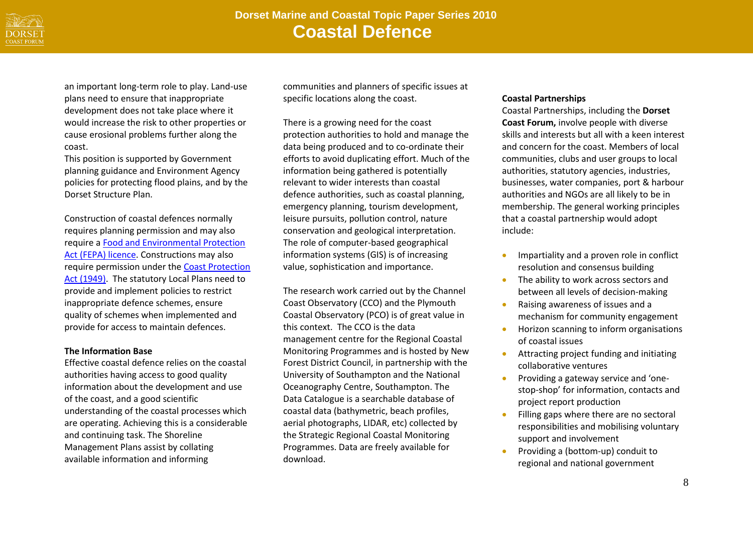an important long-term role to play. Land-use plans need to ensure that inappropriate development does not take place where it would increase the risk to other properties or cause erosional problems further along the coast.
This position is supported by Government planning guidance and Environment Agency policies for protecting flood plains, and by the Dorset Structure Plan.

Construction of coastal defences normally requires planning permission and may also require a Food and Environmental Protection Act (FEPA) licence. Constructions may also require permission under the Coast Protection Act (1949). The statutory Local Plans need to provide and implement policies to restrict inappropriate defence schemes, ensure quality of schemes when implemented and provide for access to maintain defences.

**The Information Base**

Effective coastal defence relies on the coastal authorities having access to good quality information about the development and use of the coast, and a good scientific understanding of the coastal processes which are operating. Achieving this is a considerable and continuing task. The Shoreline Management Plans assist by collating available information and informing communities and planners of specific issues at specific locations along the coast.

There is a growing need for the coast protection authorities to hold and manage the data being produced and to co-ordinate their efforts to avoid duplicating effort. Much of the information being gathered is potentially relevant to wider interests than coastal defence authorities, such as coastal planning, emergency planning, tourism development, leisure pursuits, pollution control, nature conservation and geological interpretation. The role of computer-based geographical information systems (GIS) is of increasing value, sophistication and importance.

The research work carried out by the Channel Coast Observatory (CCO) and the Plymouth Coastal Observatory (PCO) is of great value in this context. The CCO is the data management centre for the Regional Coastal Monitoring Programmes and is hosted by New Forest District Council, in partnership with the University of Southampton and the National Oceanography Centre, Southampton. The Data Catalogue is a searchable database of coastal data (bathymetric, beach profiles, aerial photographs, LIDAR, etc) collected by the Strategic Regional Coastal Monitoring Programmes. Data are freely available for download.

**Coastal Partnerships**

Coastal Partnerships, including the **Dorset Coast Forum,** involve people with diverse skills and interests but all with a keen interest and concern for the coast. Members of local communities, clubs and user groups to local authorities, statutory agencies, industries, businesses, water companies, port & harbour authorities and NGOs are all likely to be in membership. The general working principles that a coastal partnership would adopt include:

- Impartiality and a proven role in conflict resolution and consensus building
- The ability to work across sectors and between all levels of decision-making
- Raising awareness of issues and a mechanism for community engagement
- Horizon scanning to inform organisations of coastal issues
- Attracting project funding and initiating collaborative ventures
- Providing a gateway service and 'one-stop-shop' for information, contacts and project report production
- Filling gaps where there are no sectoral responsibilities and mobilising voluntary support and involvement
- Providing a (bottom-up) conduit to regional and national government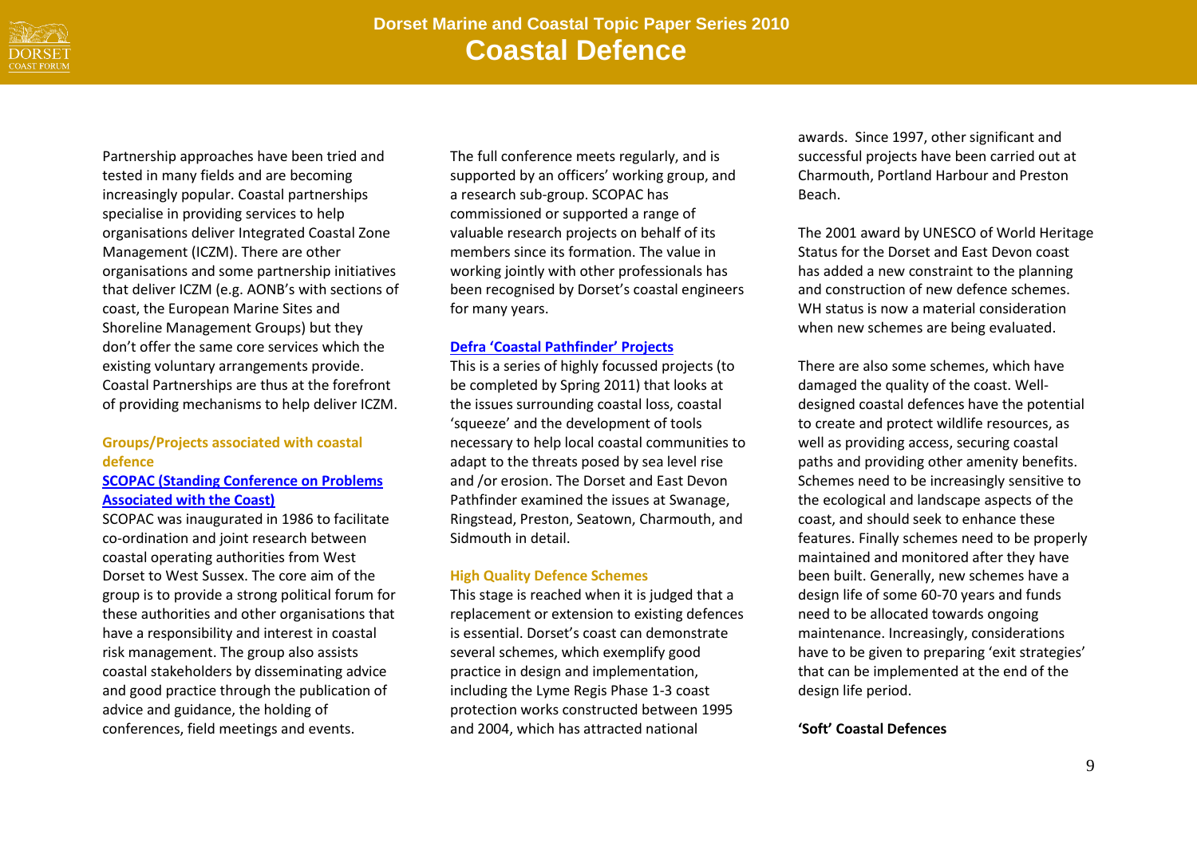Partnership approaches have been tried and tested in many fields and are becoming increasingly popular. Coastal partnerships specialise in providing services to help organisations deliver Integrated Coastal Zone Management (ICZM). There are other organisations and some partnership initiatives that deliver ICZM (e.g. AONB's with sections of coast, the European Marine Sites and Shoreline Management Groups) but they don't offer the same core services which the existing voluntary arrangements provide. Coastal Partnerships are thus at the forefront of providing mechanisms to help deliver ICZM.

### Groups/Projects associated with coastal defence

**SCOPAC (Standing Conference on Problems Associated with the Coast)**

SCOPAC was inaugurated in 1986 to facilitate co-ordination and joint research between coastal operating authorities from West Dorset to West Sussex. The core aim of the group is to provide a strong political forum for these authorities and other organisations that have a responsibility and interest in coastal risk management. The group also assists coastal stakeholders by disseminating advice and good practice through the publication of advice and guidance, the holding of conferences, field meetings and events.

The full conference meets regularly, and is supported by an officers' working group, and a research sub-group. SCOPAC has commissioned or supported a range of valuable research projects on behalf of its members since its formation. The value in working jointly with other professionals has been recognised by Dorset's coastal engineers for many years.

**Defra 'Coastal Pathfinder' Projects**

This is a series of highly focussed projects (to be completed by Spring 2011) that looks at the issues surrounding coastal loss, coastal 'squeeze' and the development of tools necessary to help local coastal communities to adapt to the threats posed by sea level rise and /or erosion. The Dorset and East Devon Pathfinder examined the issues at Swanage, Ringstead, Preston, Seatown, Charmouth, and Sidmouth in detail.

### High Quality Defence Schemes

This stage is reached when it is judged that a replacement or extension to existing defences is essential. Dorset's coast can demonstrate several schemes, which exemplify good practice in design and implementation, including the Lyme Regis Phase 1-3 coast protection works constructed between 1995 and 2004, which has attracted national awards. Since 1997, other significant and successful projects have been carried out at Charmouth, Portland Harbour and Preston Beach.

The 2001 award by UNESCO of World Heritage Status for the Dorset and East Devon coast has added a new constraint to the planning and construction of new defence schemes. WH status is now a material consideration when new schemes are being evaluated.

There are also some schemes, which have damaged the quality of the coast. Well-designed coastal defences have the potential to create and protect wildlife resources, as well as providing access, securing coastal paths and providing other amenity benefits. Schemes need to be increasingly sensitive to the ecological and landscape aspects of the coast, and should seek to enhance these features. Finally schemes need to be properly maintained and monitored after they have been built. Generally, new schemes have a design life of some 60-70 years and funds need to be allocated towards ongoing maintenance. Increasingly, considerations have to be given to preparing 'exit strategies' that can be implemented at the end of the design life period.

**'Soft' Coastal Defences**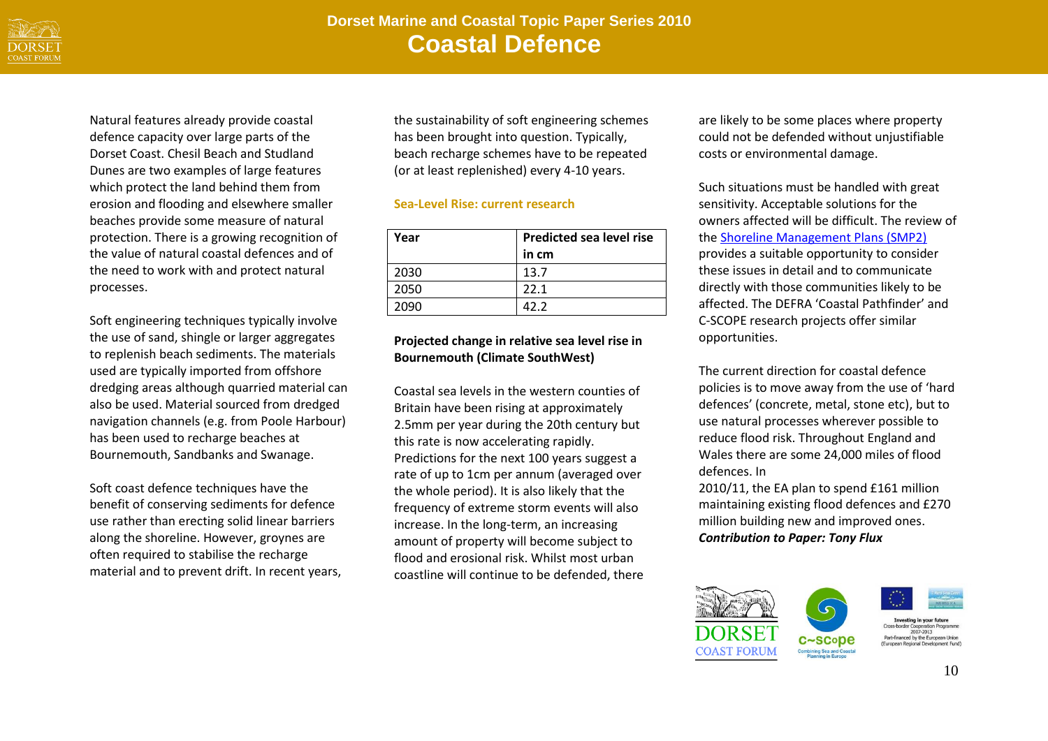Natural features already provide coastal defence capacity over large parts of the Dorset Coast. Chesil Beach and Studland Dunes are two examples of large features which protect the land behind them from erosion and flooding and elsewhere smaller beaches provide some measure of natural protection. There is a growing recognition of the value of natural coastal defences and of the need to work with and protect natural processes.

Soft engineering techniques typically involve the use of sand, shingle or larger aggregates to replenish beach sediments. The materials used are typically imported from offshore dredging areas although quarried material can also be used. Material sourced from dredged navigation channels (e.g. from Poole Harbour) has been used to recharge beaches at Bournemouth, Sandbanks and Swanage.

Soft coast defence techniques have the benefit of conserving sediments for defence use rather than erecting solid linear barriers along the shoreline. However, groynes are often required to stabilise the recharge material and to prevent drift. In recent years, the sustainability of soft engineering schemes has been brought into question. Typically, beach recharge schemes have to be repeated (or at least replenished) every 4-10 years.

### Sea-Level Rise: current research

| Year | Predicted sea level rise in cm |
|---|---|
| 2030 | 13.7 |
| 2050 | 22.1 |
| 2090 | 42.2 |

**Projected change in relative sea level rise in Bournemouth (Climate SouthWest)**

Coastal sea levels in the western counties of Britain have been rising at approximately 2.5mm per year during the 20th century but this rate is now accelerating rapidly. Predictions for the next 100 years suggest a rate of up to 1cm per annum (averaged over the whole period). It is also likely that the frequency of extreme storm events will also increase. In the long-term, an increasing amount of property will become subject to flood and erosional risk. Whilst most urban coastline will continue to be defended, there are likely to be some places where property could not be defended without unjustifiable costs or environmental damage.

Such situations must be handled with great sensitivity. Acceptable solutions for the owners affected will be difficult. The review of the Shoreline Management Plans (SMP2) provides a suitable opportunity to consider these issues in detail and to communicate directly with those communities likely to be affected. The DEFRA 'Coastal Pathfinder' and C-SCOPE research projects offer similar opportunities.

The current direction for coastal defence policies is to move away from the use of 'hard defences' (concrete, metal, stone etc), but to use natural processes wherever possible to reduce flood risk. Throughout England and Wales there are some 24,000 miles of flood defences. In 2010/11, the EA plan to spend £161 million maintaining existing flood defences and £270 million building new and improved ones.

***Contribution to Paper: Tony Flux***

DORSET COAST FORUM

C~SCOPE Combining Sea and Coastal Planning in Europe

Investing in your future
Cross-border Cooperation Programme 2007-2013
Part-financed by the European Union (European Regional Development Fund)